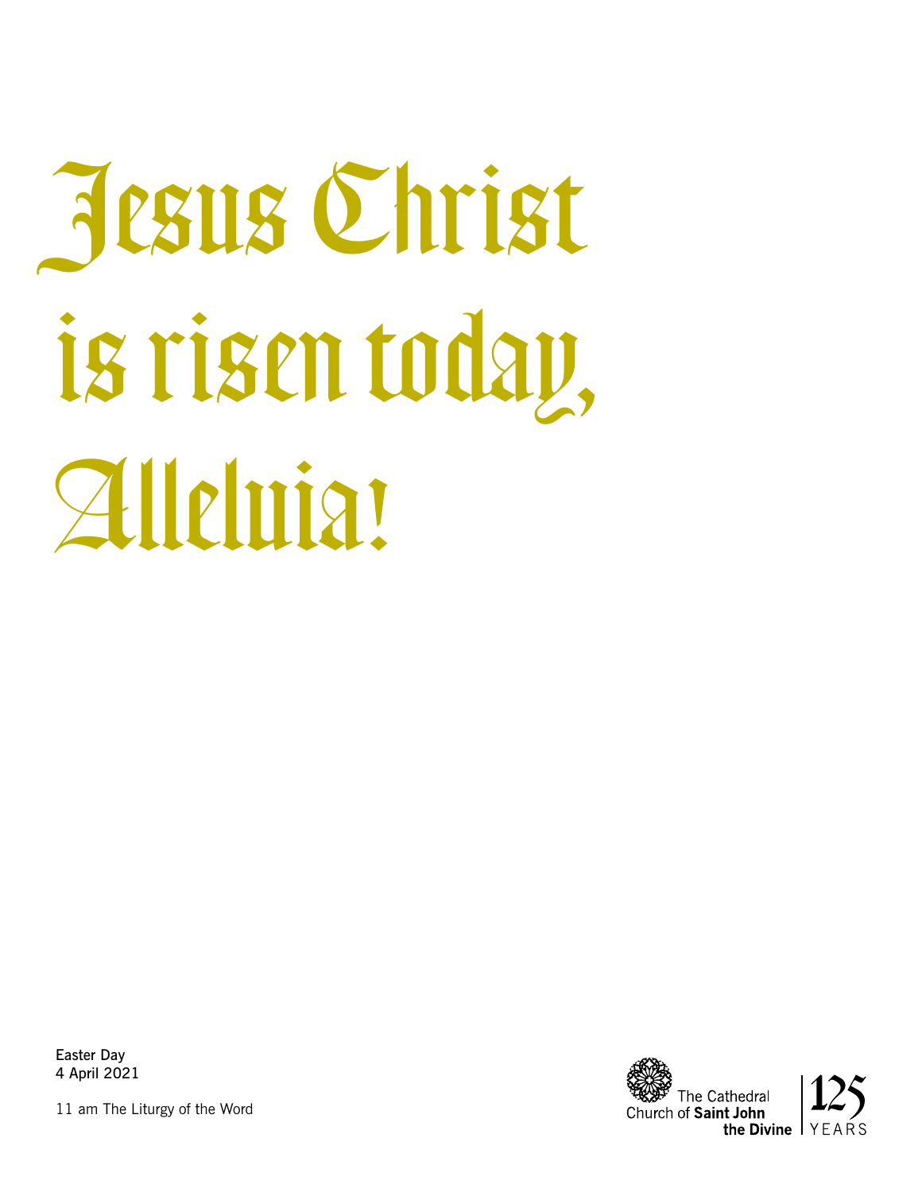# Jesus Christ is risen today, Alleluia!

Easter Day
4 April 2021

11 am The Liturgy of the Word

The Cathedral Church of **Saint John the Divine**

125 YEARS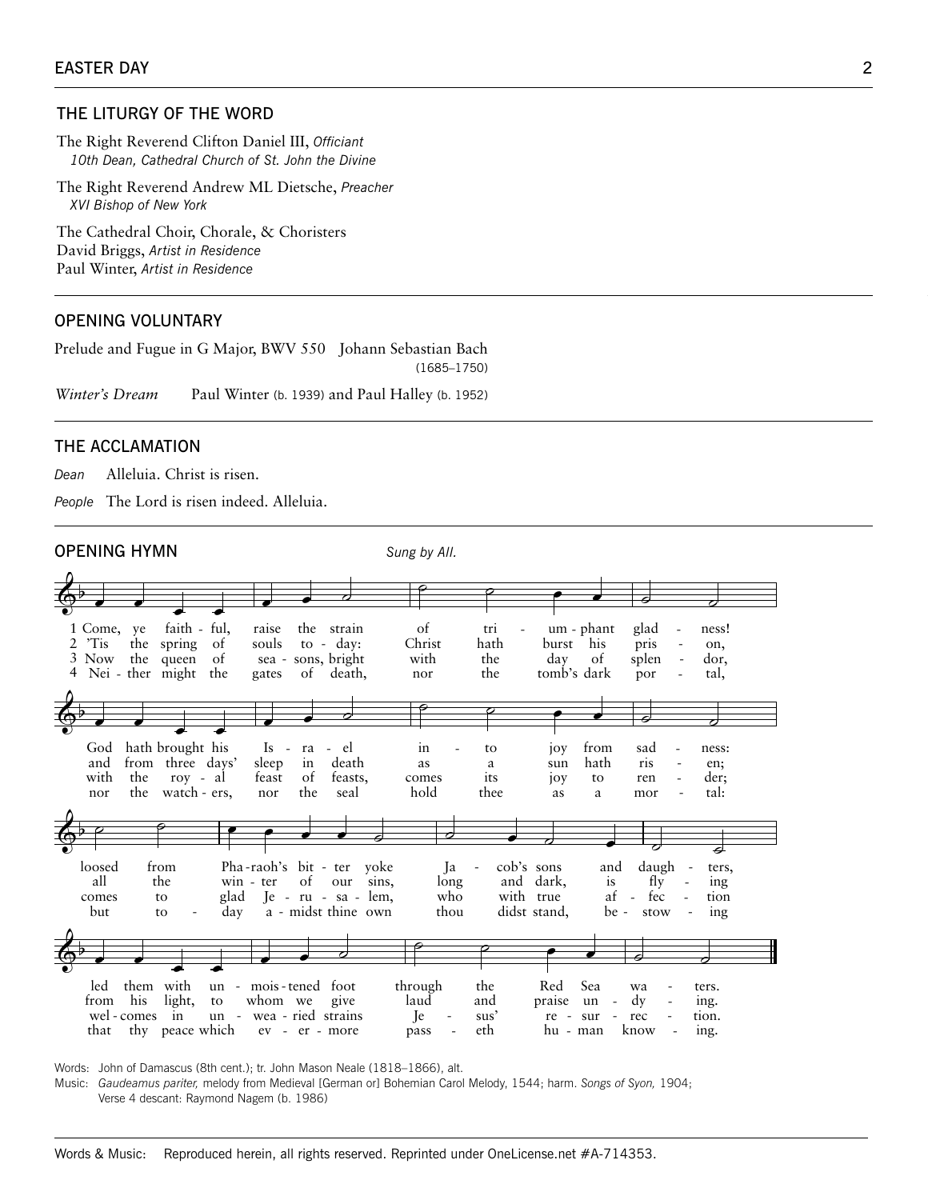## THE LITURGY OF THE WORD

The Right Reverend Clifton Daniel III, *Officiant*
*10th Dean, Cathedral Church of St. John the Divine*

The Right Reverend Andrew ML Dietsche, *Preacher*
*XVI Bishop of New York*

The Cathedral Choir, Chorale, & Choristers
David Briggs, *Artist in Residence*
Paul Winter, *Artist in Residence*

## OPENING VOLUNTARY

Prelude and Fugue in G Major, BWV 550 Johann Sebastian Bach
(1685–1750)

*Winter's Dream* Paul Winter (b. 1939) and Paul Halley (b. 1952)

## THE ACCLAMATION

*Dean* Alleluia. Christ is risen.

*People* The Lord is risen indeed. Alleluia.

## OPENING HYMN

*Sung by All.*

1 Come, ye faith - ful, raise the strain of tri - um - phant glad - ness!
God hath brought his Is - ra - el in - to joy from sad - ness:
loosed from Pha - raoh's bit - ter yoke Ja - cob's sons and daugh - ters,
led them with un - mois - tened foot through the Red Sea wa - ters.

2 'Tis the spring of souls to - day: Christ hath burst his pris - on,
and from three days' sleep in death as a sun hath ris - en;
all the win - ter of our sins, long and dark, is fly - ing
from his light, to whom we give laud and praise un - dy - ing.

3 Now the queen of sea - sons, bright with the day of splen - dor,
with the roy - al feast of feasts, comes its joy to ren - der;
comes to glad Je - ru - sa - lem, who with true af - fec - tion
wel - comes in un - wea - ried strains Je - sus' re - sur - rec - tion.

4 Nei - ther might the gates of death, nor the tomb's dark por - tal,
nor the watch - ers, nor the seal hold thee as a mor - tal:
but to - day a - midst thine own thou didst stand, be - stow - ing
that thy peace which ev - er - more pass - eth hu - man know - ing.

Words: John of Damascus (8th cent.); tr. John Mason Neale (1818–1866), alt.
Music: *Gaudeamus pariter,* melody from Medieval [German or] Bohemian Carol Melody, 1544; harm. *Songs of Syon,* 1904;
Verse 4 descant: Raymond Nagem (b. 1986)

Words & Music: Reproduced herein, all rights reserved. Reprinted under OneLicense.net #A-714353.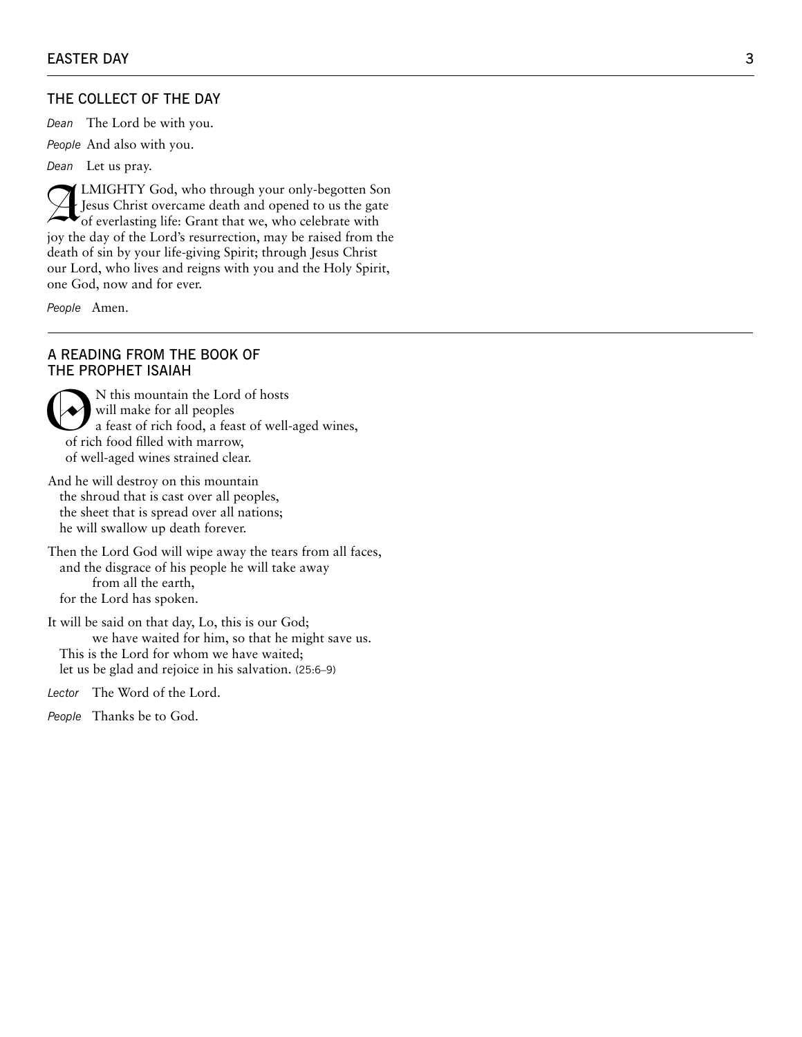## THE COLLECT OF THE DAY

*Dean* The Lord be with you.

*People* And also with you.

*Dean* Let us pray.

ALMIGHTY God, who through your only-begotten Son Jesus Christ overcame death and opened to us the gate of everlasting life: Grant that we, who celebrate with joy the day of the Lord's resurrection, may be raised from the death of sin by your life-giving Spirit; through Jesus Christ our Lord, who lives and reigns with you and the Holy Spirit, one God, now and for ever.

*People* Amen.

---

## A READING FROM THE BOOK OF THE PROPHET ISAIAH

ON this mountain the Lord of hosts
will make for all peoples
a feast of rich food, a feast of well-aged wines,
of rich food filled with marrow,
of well-aged wines strained clear.

And he will destroy on this mountain
the shroud that is cast over all peoples,
the sheet that is spread over all nations;
he will swallow up death forever.

Then the Lord God will wipe away the tears from all faces,
and the disgrace of his people he will take away
from all the earth,
for the Lord has spoken.

It will be said on that day, Lo, this is our God;
we have waited for him, so that he might save us.
This is the Lord for whom we have waited;
let us be glad and rejoice in his salvation. (25:6–9)

*Lector* The Word of the Lord.

*People* Thanks be to God.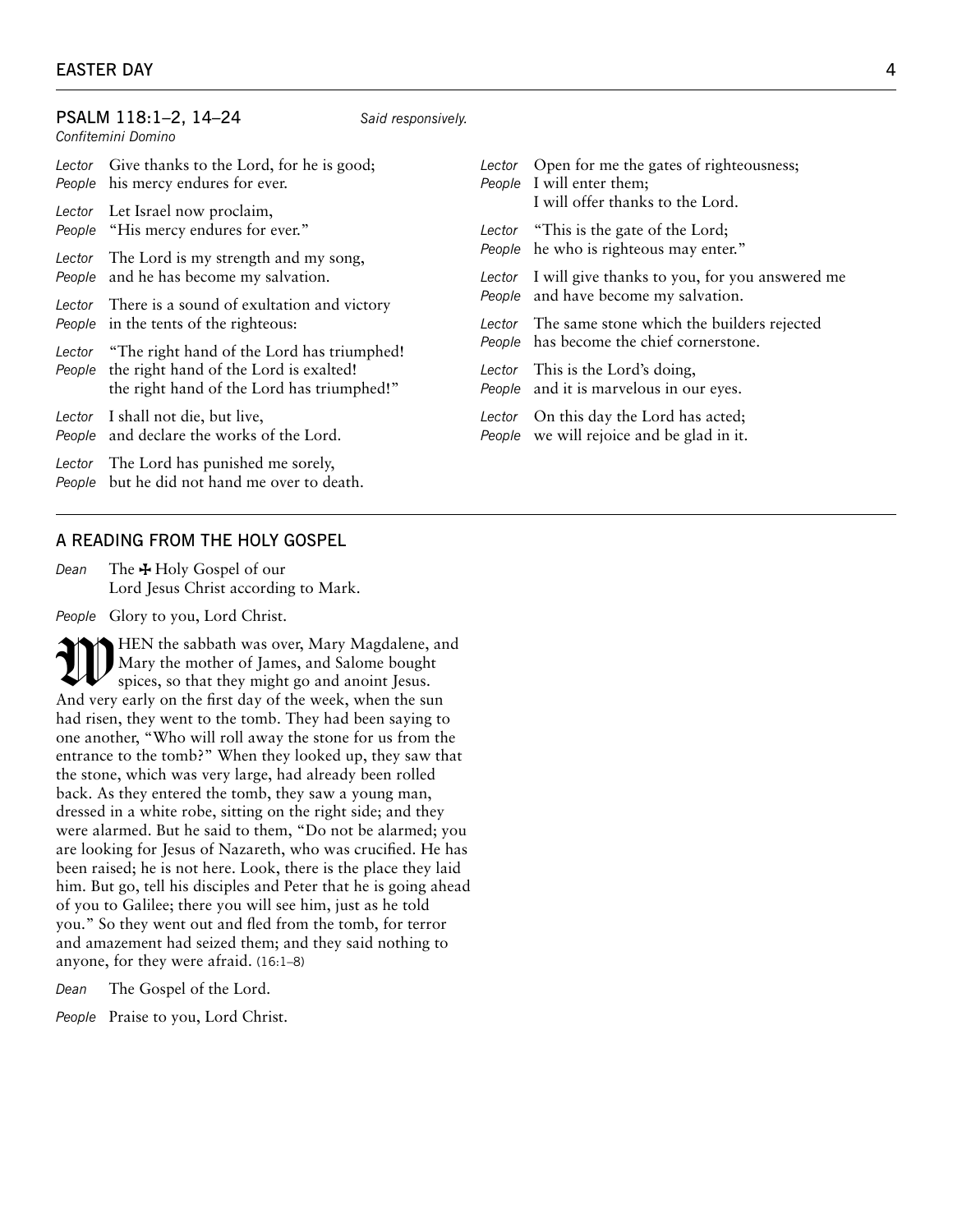## PSALM 118:1–2, 14–24

*Said responsively.*

*Confitemini Domino*

*Lector* Give thanks to the Lord, for he is good;
*People* his mercy endures for ever.

*Lector* Let Israel now proclaim,
*People* "His mercy endures for ever."

*Lector* The Lord is my strength and my song,
*People* and he has become my salvation.

*Lector* There is a sound of exultation and victory
*People* in the tents of the righteous:

*Lector* "The right hand of the Lord has triumphed!
*People* the right hand of the Lord is exalted!
the right hand of the Lord has triumphed!"

*Lector* I shall not die, but live,
*People* and declare the works of the Lord.

*Lector* The Lord has punished me sorely,
*People* but he did not hand me over to death.

*Lector* Open for me the gates of righteousness;
*People* I will enter them;
I will offer thanks to the Lord.

*Lector* "This is the gate of the Lord;
*People* he who is righteous may enter."

*Lector* I will give thanks to you, for you answered me
*People* and have become my salvation.

*Lector* The same stone which the builders rejected
*People* has become the chief cornerstone.

*Lector* This is the Lord's doing,
*People* and it is marvelous in our eyes.

*Lector* On this day the Lord has acted;
*People* we will rejoice and be glad in it.

## A READING FROM THE HOLY GOSPEL

*Dean* The ✠ Holy Gospel of our
Lord Jesus Christ according to Mark.

*People* Glory to you, Lord Christ.

WHEN the sabbath was over, Mary Magdalene, and Mary the mother of James, and Salome bought spices, so that they might go and anoint Jesus. And very early on the first day of the week, when the sun had risen, they went to the tomb. They had been saying to one another, "Who will roll away the stone for us from the entrance to the tomb?" When they looked up, they saw that the stone, which was very large, had already been rolled back. As they entered the tomb, they saw a young man, dressed in a white robe, sitting on the right side; and they were alarmed. But he said to them, "Do not be alarmed; you are looking for Jesus of Nazareth, who was crucified. He has been raised; he is not here. Look, there is the place they laid him. But go, tell his disciples and Peter that he is going ahead of you to Galilee; there you will see him, just as he told you." So they went out and fled from the tomb, for terror and amazement had seized them; and they said nothing to anyone, for they were afraid. (16:1–8)

*Dean* The Gospel of the Lord.

*People* Praise to you, Lord Christ.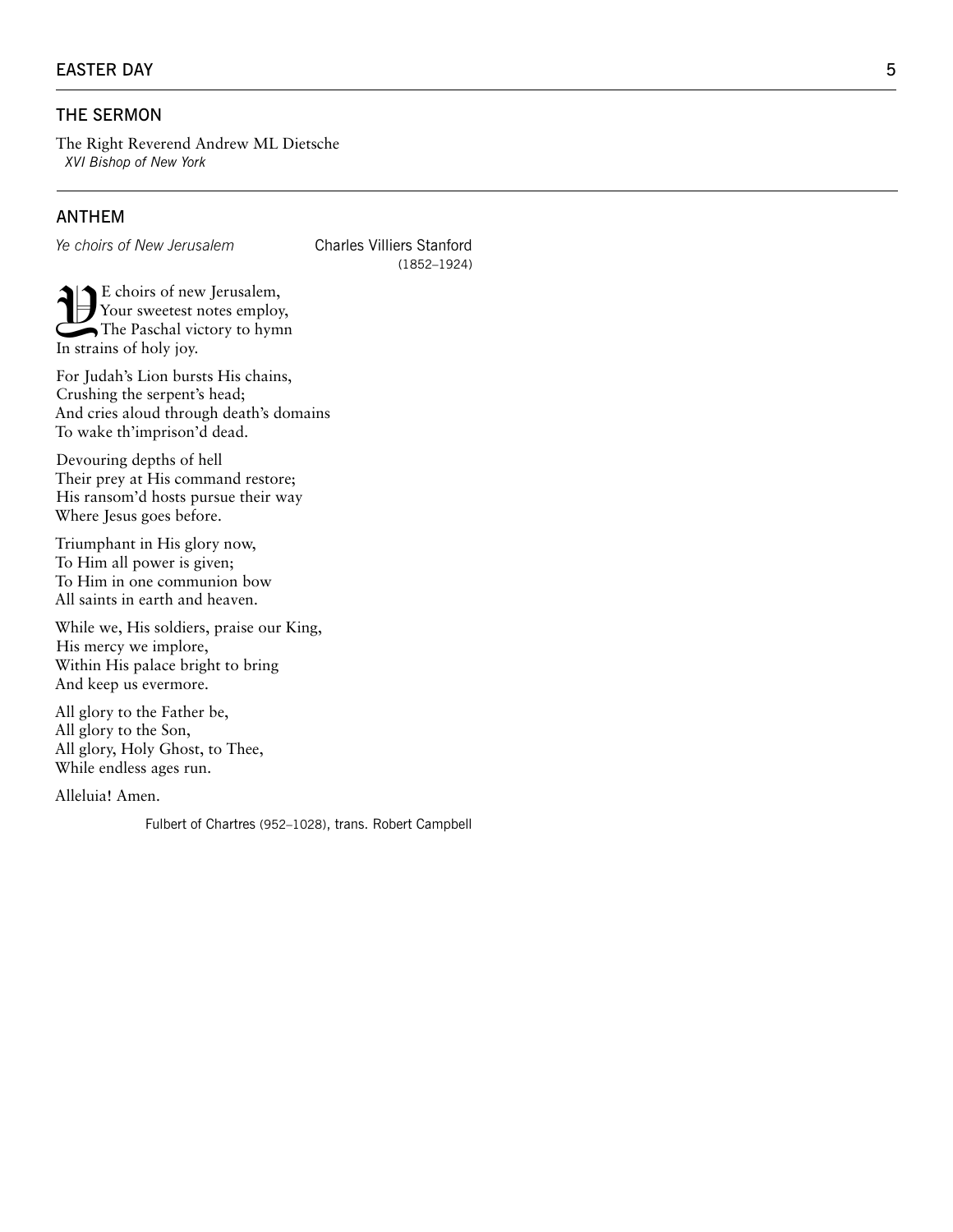## THE SERMON

The Right Reverend Andrew ML Dietsche
*XVI Bishop of New York*

## ANTHEM

*Ye choirs of New Jerusalem* — Charles Villiers Stanford (1852–1924)

YE choirs of new Jerusalem,
Your sweetest notes employ,
The Paschal victory to hymn
In strains of holy joy.

For Judah's Lion bursts His chains,
Crushing the serpent's head;
And cries aloud through death's domains
To wake th'imprison'd dead.

Devouring depths of hell
Their prey at His command restore;
His ransom'd hosts pursue their way
Where Jesus goes before.

Triumphant in His glory now,
To Him all power is given;
To Him in one communion bow
All saints in earth and heaven.

While we, His soldiers, praise our King,
His mercy we implore,
Within His palace bright to bring
And keep us evermore.

All glory to the Father be,
All glory to the Son,
All glory, Holy Ghost, to Thee,
While endless ages run.

Alleluia! Amen.

Fulbert of Chartres (952–1028), trans. Robert Campbell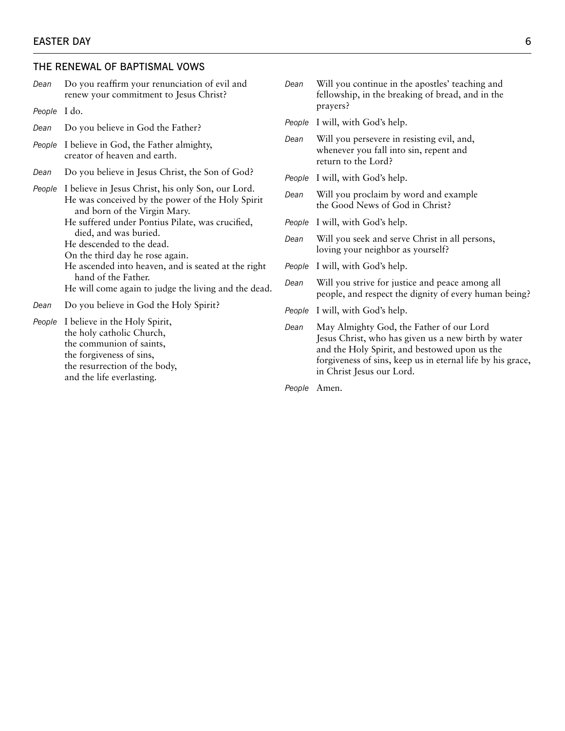## THE RENEWAL OF BAPTISMAL VOWS

*Dean* Do you reaffirm your renunciation of evil and renew your commitment to Jesus Christ?

*People* I do.

*Dean* Do you believe in God the Father?

*People* I believe in God, the Father almighty,
creator of heaven and earth.

*Dean* Do you believe in Jesus Christ, the Son of God?

*People* I believe in Jesus Christ, his only Son, our Lord.
He was conceived by the power of the Holy Spirit
and born of the Virgin Mary.
He suffered under Pontius Pilate, was crucified,
died, and was buried.
He descended to the dead.
On the third day he rose again.
He ascended into heaven, and is seated at the right
hand of the Father.
He will come again to judge the living and the dead.

*Dean* Do you believe in God the Holy Spirit?

*People* I believe in the Holy Spirit,
the holy catholic Church,
the communion of saints,
the forgiveness of sins,
the resurrection of the body,
and the life everlasting.

*Dean* Will you continue in the apostles' teaching and fellowship, in the breaking of bread, and in the prayers?

*People* I will, with God's help.

*Dean* Will you persevere in resisting evil, and, whenever you fall into sin, repent and return to the Lord?

*People* I will, with God's help.

*Dean* Will you proclaim by word and example the Good News of God in Christ?

*People* I will, with God's help.

*Dean* Will you seek and serve Christ in all persons, loving your neighbor as yourself?

*People* I will, with God's help.

*Dean* Will you strive for justice and peace among all people, and respect the dignity of every human being?

*People* I will, with God's help.

*Dean* May Almighty God, the Father of our Lord Jesus Christ, who has given us a new birth by water and the Holy Spirit, and bestowed upon us the forgiveness of sins, keep us in eternal life by his grace, in Christ Jesus our Lord.

*People* Amen.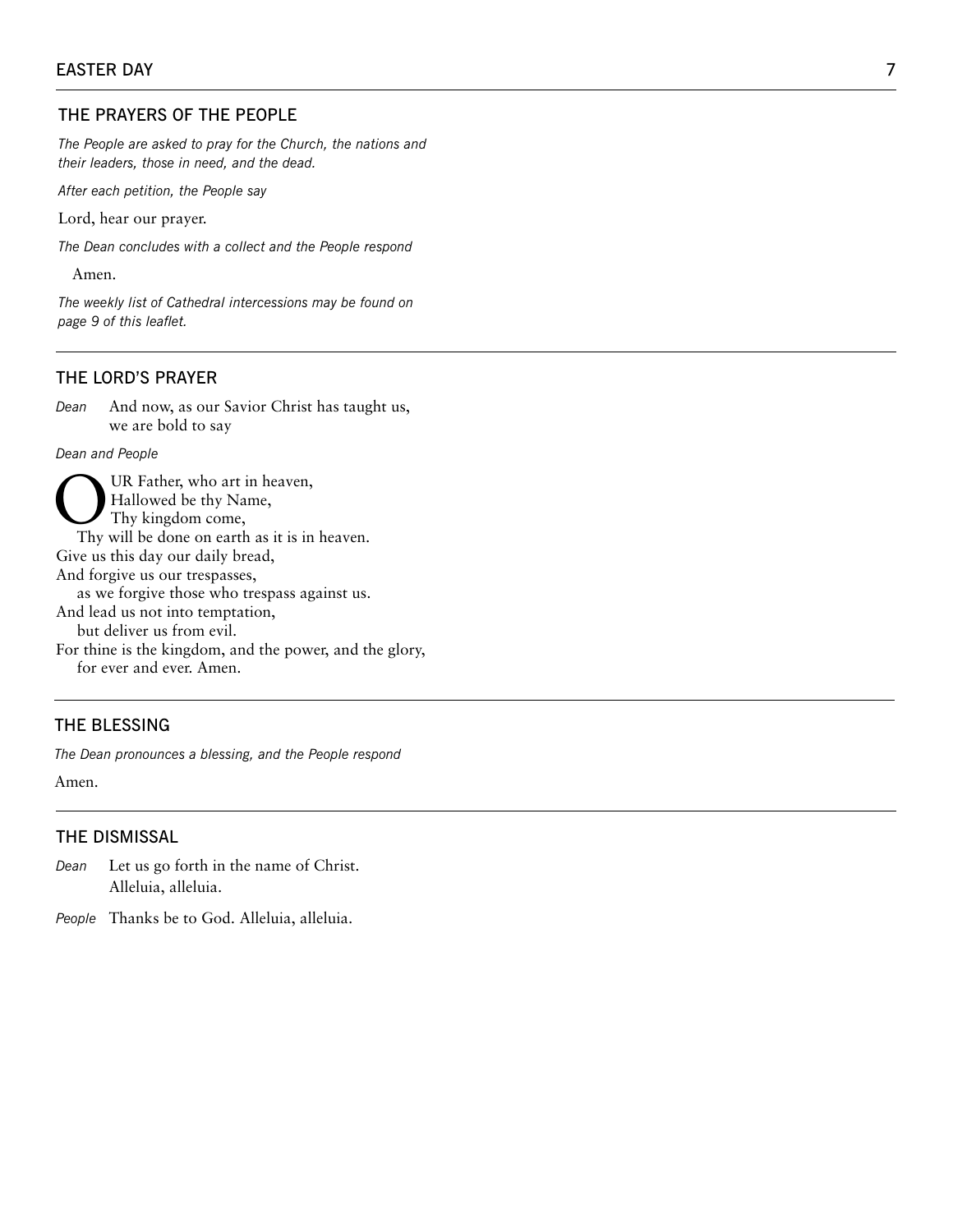## THE PRAYERS OF THE PEOPLE

*The People are asked to pray for the Church, the nations and their leaders, those in need, and the dead.*

*After each petition, the People say*

Lord, hear our prayer.

*The Dean concludes with a collect and the People respond*

Amen.

*The weekly list of Cathedral intercessions may be found on page 9 of this leaflet.*

## THE LORD'S PRAYER

*Dean* And now, as our Savior Christ has taught us, we are bold to say

*Dean and People*

OUR Father, who art in heaven,  
Hallowed be thy Name,  
Thy kingdom come,  
Thy will be done on earth as it is in heaven.  
Give us this day our daily bread,  
And forgive us our trespasses,  
as we forgive those who trespass against us.  
And lead us not into temptation,  
but deliver us from evil.  
For thine is the kingdom, and the power, and the glory,  
for ever and ever. Amen.

## THE BLESSING

*The Dean pronounces a blessing, and the People respond*

Amen.

## THE DISMISSAL

*Dean* Let us go forth in the name of Christ.  
Alleluia, alleluia.

*People* Thanks be to God. Alleluia, alleluia.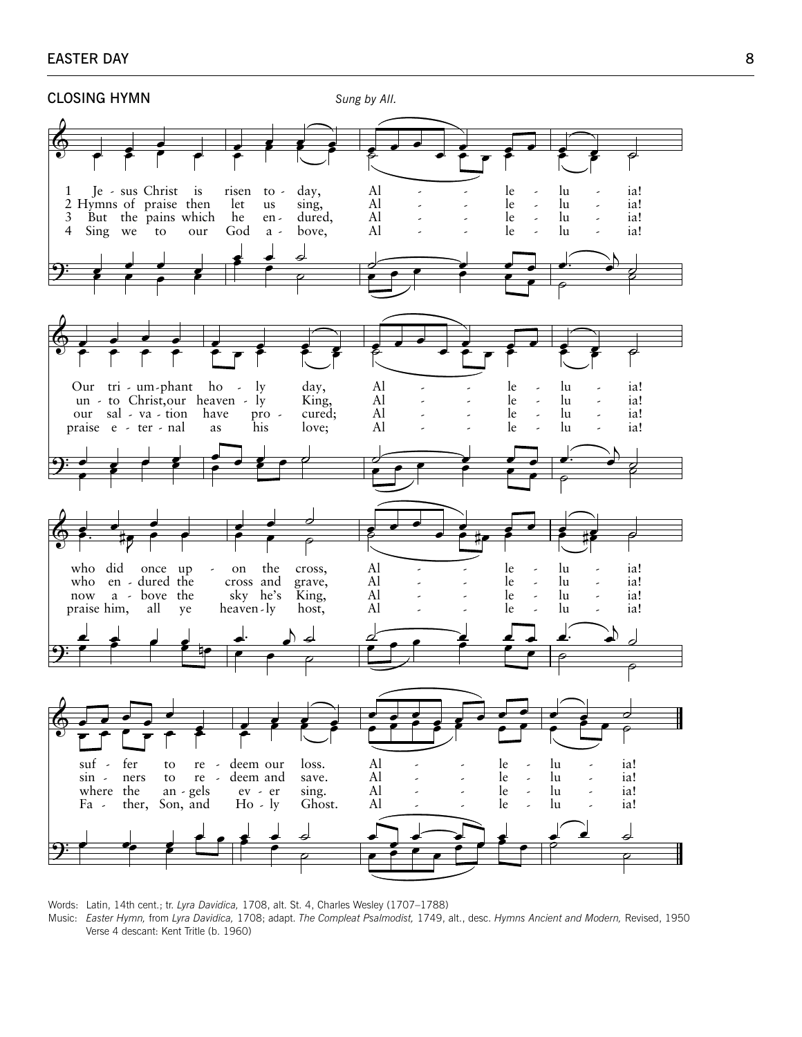## CLOSING HYMN

*Sung by All.*

1 Jesus Christ is risen today, Alleluia!
Our triumphant holy day, Alleluia!
who did once upon the cross, Alleluia!
suffer to redeem our loss. Alleluia!

2 Hymns of praise then let us sing, Alleluia!
unto Christ, our heavenly King, Alleluia!
who endured the cross and grave, Alleluia!
sinners to redeem and save. Alleluia!

3 But the pains which he endured, Alleluia!
our salvation have procured; Alleluia!
now above the sky he's King, Alleluia!
where the angels ever sing. Alleluia!

4 Sing we to our God above, Alleluia!
praise eternal as his love; Alleluia!
praise him, all ye heavenly host, Alleluia!
Father, Son, and Holy Ghost. Alleluia!

Words: Latin, 14th cent.; tr. *Lyra Davidica,* 1708, alt. St. 4, Charles Wesley (1707–1788)
Music: *Easter Hymn,* from *Lyra Davidica,* 1708; adapt. *The Compleat Psalmodist,* 1749, alt., desc. *Hymns Ancient and Modern,* Revised, 1950
Verse 4 descant: Kent Tritle (b. 1960)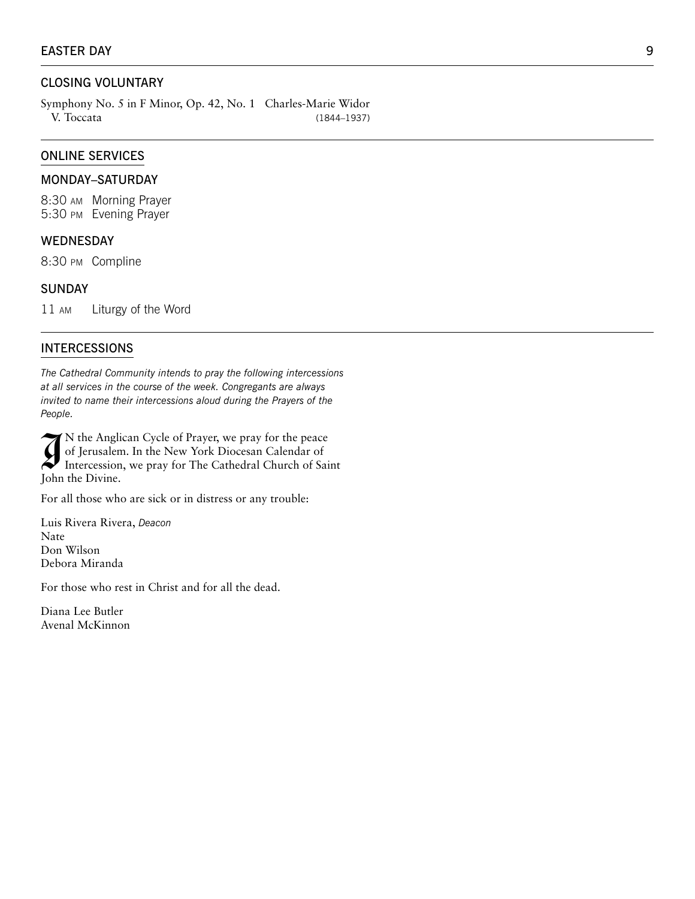## CLOSING VOLUNTARY

Symphony No. 5 in F Minor, Op. 42, No. 1 — Charles-Marie Widor (1844–1937)
V. Toccata

## ONLINE SERVICES

### MONDAY–SATURDAY

8:30 AM Morning Prayer
5:30 PM Evening Prayer

### WEDNESDAY

8:30 PM Compline

### SUNDAY

11 AM Liturgy of the Word

## INTERCESSIONS

*The Cathedral Community intends to pray the following intercessions at all services in the course of the week. Congregants are always invited to name their intercessions aloud during the Prayers of the People.*

IN the Anglican Cycle of Prayer, we pray for the peace of Jerusalem. In the New York Diocesan Calendar of Intercession, we pray for The Cathedral Church of Saint John the Divine.

For all those who are sick or in distress or any trouble:

Luis Rivera Rivera, *Deacon*
Nate
Don Wilson
Debora Miranda

For those who rest in Christ and for all the dead.

Diana Lee Butler
Avenal McKinnon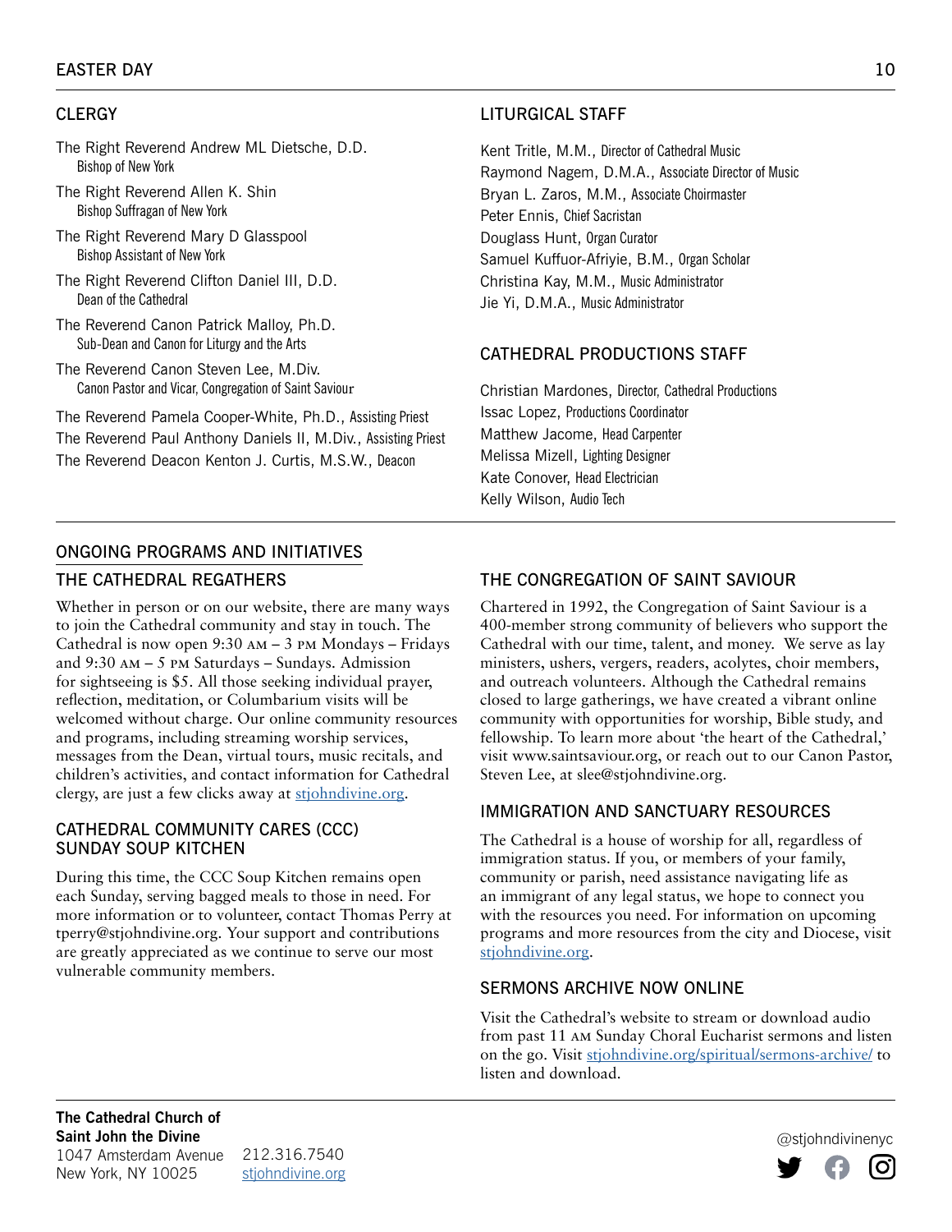## CLERGY

The Right Reverend Andrew ML Dietsche, D.D.
Bishop of New York

The Right Reverend Allen K. Shin
Bishop Suffragan of New York

The Right Reverend Mary D Glasspool
Bishop Assistant of New York

The Right Reverend Clifton Daniel III, D.D.
Dean of the Cathedral

The Reverend Canon Patrick Malloy, Ph.D.
Sub-Dean and Canon for Liturgy and the Arts

The Reverend Canon Steven Lee, M.Div.
Canon Pastor and Vicar, Congregation of Saint Saviour

The Reverend Pamela Cooper-White, Ph.D., Assisting Priest
The Reverend Paul Anthony Daniels II, M.Div., Assisting Priest
The Reverend Deacon Kenton J. Curtis, M.S.W., Deacon

## LITURGICAL STAFF

Kent Tritle, M.M., Director of Cathedral Music
Raymond Nagem, D.M.A., Associate Director of Music
Bryan L. Zaros, M.M., Associate Choirmaster
Peter Ennis, Chief Sacristan
Douglass Hunt, Organ Curator
Samuel Kuffuor-Afriyie, B.M., Organ Scholar
Christina Kay, M.M., Music Administrator
Jie Yi, D.M.A., Music Administrator

## CATHEDRAL PRODUCTIONS STAFF

Christian Mardones, Director, Cathedral Productions
Issac Lopez, Productions Coordinator
Matthew Jacome, Head Carpenter
Melissa Mizell, Lighting Designer
Kate Conover, Head Electrician
Kelly Wilson, Audio Tech

## ONGOING PROGRAMS AND INITIATIVES

### THE CATHEDRAL REGATHERS

Whether in person or on our website, there are many ways to join the Cathedral community and stay in touch. The Cathedral is now open 9:30 AM – 3 PM Mondays – Fridays and 9:30 AM – 5 PM Saturdays – Sundays. Admission for sightseeing is $5. All those seeking individual prayer, reflection, meditation, or Columbarium visits will be welcomed without charge. Our online community resources and programs, including streaming worship services, messages from the Dean, virtual tours, music recitals, and children's activities, and contact information for Cathedral clergy, are just a few clicks away at stjohndivine.org.

### CATHEDRAL COMMUNITY CARES (CCC) SUNDAY SOUP KITCHEN

During this time, the CCC Soup Kitchen remains open each Sunday, serving bagged meals to those in need. For more information or to volunteer, contact Thomas Perry at tperry@stjohndivine.org. Your support and contributions are greatly appreciated as we continue to serve our most vulnerable community members.

### THE CONGREGATION OF SAINT SAVIOUR

Chartered in 1992, the Congregation of Saint Saviour is a 400-member strong community of believers who support the Cathedral with our time, talent, and money. We serve as lay ministers, ushers, vergers, readers, acolytes, choir members, and outreach volunteers. Although the Cathedral remains closed to large gatherings, we have created a vibrant online community with opportunities for worship, Bible study, and fellowship. To learn more about 'the heart of the Cathedral,' visit www.saintsaviour.org, or reach out to our Canon Pastor, Steven Lee, at slee@stjohndivine.org.

### IMMIGRATION AND SANCTUARY RESOURCES

The Cathedral is a house of worship for all, regardless of immigration status. If you, or members of your family, community or parish, need assistance navigating life as an immigrant of any legal status, we hope to connect you with the resources you need. For information on upcoming programs and more resources from the city and Diocese, visit stjohndivine.org.

### SERMONS ARCHIVE NOW ONLINE

Visit the Cathedral's website to stream or download audio from past 11 AM Sunday Choral Eucharist sermons and listen on the go. Visit stjohndivine.org/spiritual/sermons-archive/ to listen and download.

**The Cathedral Church of Saint John the Divine**
1047 Amsterdam Avenue
New York, NY 10025
212.316.7540
stjohndivine.org

@stjohndivinenyc